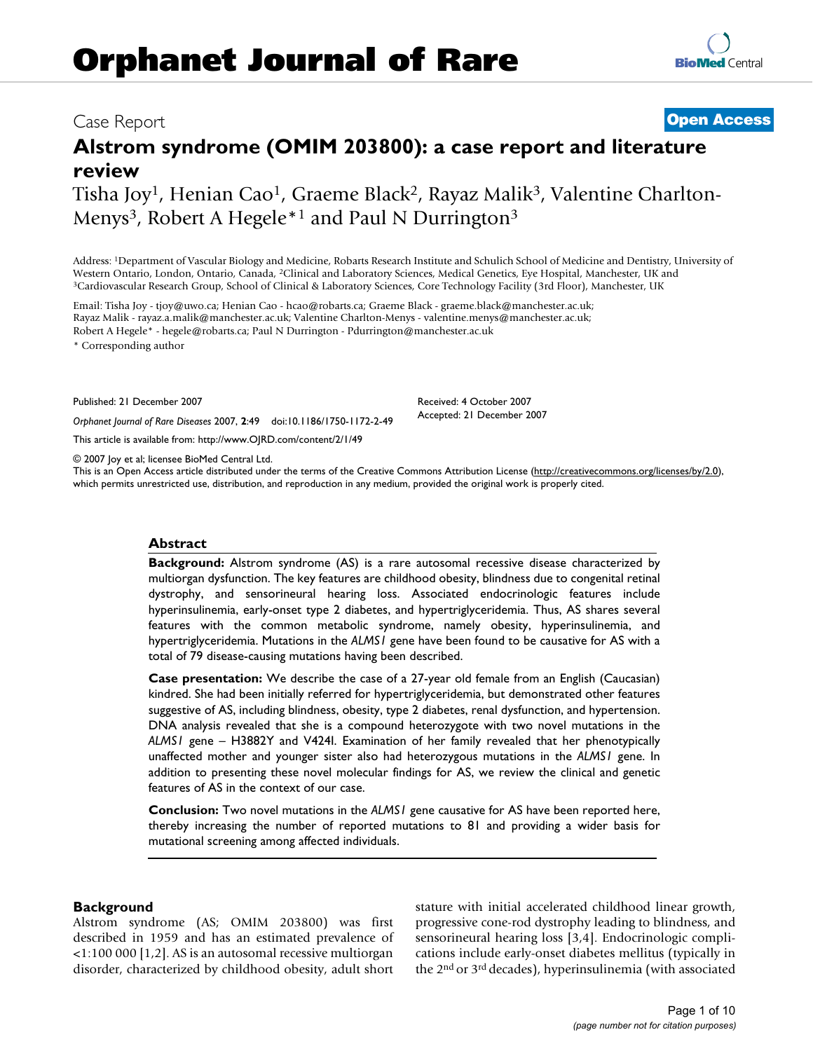Case Report

**Open Access**

# Alstrom syndrome (OMIM 203800): a case report and literature review

Tisha Joy[1], Henian Cao[1], Graeme Black[2], Rayaz Malik[3], Valentine Charlton-Menys[3], Robert A Hegele*[1] and Paul N Durrington[3]

Address: [1]Department of Vascular Biology and Medicine, Robarts Research Institute and Schulich School of Medicine and Dentistry, University of Western Ontario, London, Ontario, Canada, [2]Clinical and Laboratory Sciences, Medical Genetics, Eye Hospital, Manchester, UK and [3]Cardiovascular Research Group, School of Clinical & Laboratory Sciences, Core Technology Facility (3rd Floor), Manchester, UK

Email: Tisha Joy - tjoy@uwo.ca; Henian Cao - hcao@robarts.ca; Graeme Black - graeme.black@manchester.ac.uk; Rayaz Malik - rayaz.a.malik@manchester.ac.uk; Valentine Charlton-Menys - valentine.menys@manchester.ac.uk; Robert A Hegele* - hegele@robarts.ca; Paul N Durrington - Pdurrington@manchester.ac.uk

\* Corresponding author

Published: 21 December 2007

*Orphanet Journal of Rare Diseases* 2007, **2**:49 doi:10.1186/1750-1172-2-49

Received: 4 October 2007

Accepted: 21 December 2007

This article is available from: http://www.OJRD.com/content/2/1/49

© 2007 Joy et al; licensee BioMed Central Ltd.

This is an Open Access article distributed under the terms of the Creative Commons Attribution License (http://creativecommons.org/licenses/by/2.0), which permits unrestricted use, distribution, and reproduction in any medium, provided the original work is properly cited.

## Abstract

**Background:** Alstrom syndrome (AS) is a rare autosomal recessive disease characterized by multiorgan dysfunction. The key features are childhood obesity, blindness due to congenital retinal dystrophy, and sensorineural hearing loss. Associated endocrinologic features include hyperinsulinemia, early-onset type 2 diabetes, and hypertriglyceridemia. Thus, AS shares several features with the common metabolic syndrome, namely obesity, hyperinsulinemia, and hypertriglyceridemia. Mutations in the *ALMS1* gene have been found to be causative for AS with a total of 79 disease-causing mutations having been described.

**Case presentation:** We describe the case of a 27-year old female from an English (Caucasian) kindred. She had been initially referred for hypertriglyceridemia, but demonstrated other features suggestive of AS, including blindness, obesity, type 2 diabetes, renal dysfunction, and hypertension. DNA analysis revealed that she is a compound heterozygote with two novel mutations in the *ALMS1* gene – H3882Y and V424I. Examination of her family revealed that her phenotypically unaffected mother and younger sister also had heterozygous mutations in the *ALMS1* gene. In addition to presenting these novel molecular findings for AS, we review the clinical and genetic features of AS in the context of our case.

**Conclusion:** Two novel mutations in the *ALMS1* gene causative for AS have been reported here, thereby increasing the number of reported mutations to 81 and providing a wider basis for mutational screening among affected individuals.

## Background

Alstrom syndrome (AS; OMIM 203800) was first described in 1959 and has an estimated prevalence of <1:100 000 [1,2]. AS is an autosomal recessive multiorgan disorder, characterized by childhood obesity, adult short stature with initial accelerated childhood linear growth, progressive cone-rod dystrophy leading to blindness, and sensorineural hearing loss [3,4]. Endocrinologic complications include early-onset diabetes mellitus (typically in the 2nd or 3rd decades), hyperinsulinemia (with associated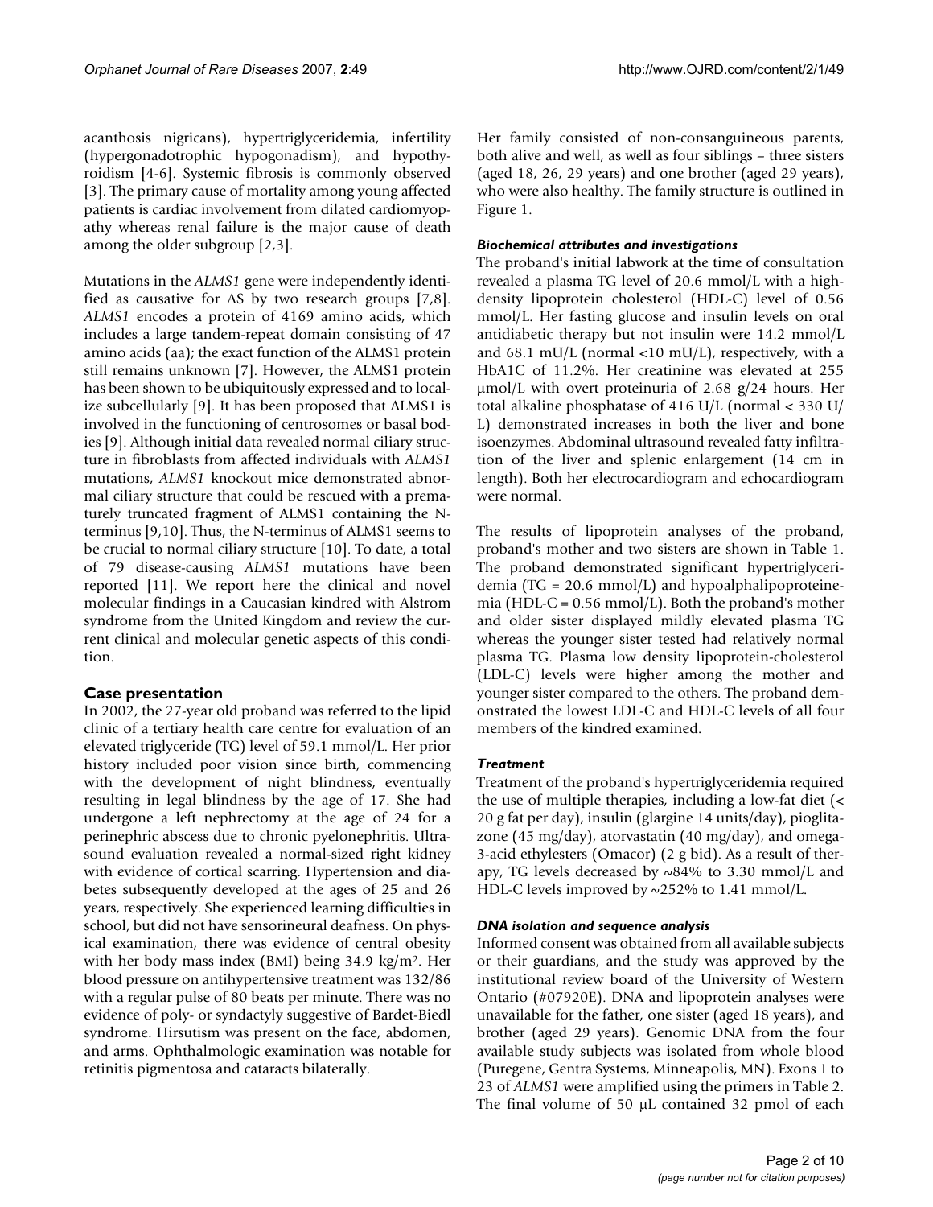acanthosis nigricans), hypertriglyceridemia, infertility (hypergonadotrophic hypogonadism), and hypothyroidism [4-6]. Systemic fibrosis is commonly observed [3]. The primary cause of mortality among young affected patients is cardiac involvement from dilated cardiomyopathy whereas renal failure is the major cause of death among the older subgroup [2,3].

Mutations in the *ALMS1* gene were independently identified as causative for AS by two research groups [7,8]. *ALMS1* encodes a protein of 4169 amino acids, which includes a large tandem-repeat domain consisting of 47 amino acids (aa); the exact function of the ALMS1 protein still remains unknown [7]. However, the ALMS1 protein has been shown to be ubiquitously expressed and to localize subcellularly [9]. It has been proposed that ALMS1 is involved in the functioning of centrosomes or basal bodies [9]. Although initial data revealed normal ciliary structure in fibroblasts from affected individuals with *ALMS1* mutations, *ALMS1* knockout mice demonstrated abnormal ciliary structure that could be rescued with a prematurely truncated fragment of ALMS1 containing the N-terminus [9,10]. Thus, the N-terminus of ALMS1 seems to be crucial to normal ciliary structure [10]. To date, a total of 79 disease-causing *ALMS1* mutations have been reported [11]. We report here the clinical and novel molecular findings in a Caucasian kindred with Alstrom syndrome from the United Kingdom and review the current clinical and molecular genetic aspects of this condition.

## Case presentation

In 2002, the 27-year old proband was referred to the lipid clinic of a tertiary health care centre for evaluation of an elevated triglyceride (TG) level of 59.1 mmol/L. Her prior history included poor vision since birth, commencing with the development of night blindness, eventually resulting in legal blindness by the age of 17. She had undergone a left nephrectomy at the age of 24 for a perinephric abscess due to chronic pyelonephritis. Ultrasound evaluation revealed a normal-sized right kidney with evidence of cortical scarring. Hypertension and diabetes subsequently developed at the ages of 25 and 26 years, respectively. She experienced learning difficulties in school, but did not have sensorineural deafness. On physical examination, there was evidence of central obesity with her body mass index (BMI) being 34.9 kg/m$^2$. Her blood pressure on antihypertensive treatment was 132/86 with a regular pulse of 80 beats per minute. There was no evidence of poly- or syndactyly suggestive of Bardet-Biedl syndrome. Hirsutism was present on the face, abdomen, and arms. Ophthalmologic examination was notable for retinitis pigmentosa and cataracts bilaterally.

Her family consisted of non-consanguineous parents, both alive and well, as well as four siblings – three sisters (aged 18, 26, 29 years) and one brother (aged 29 years), who were also healthy. The family structure is outlined in Figure 1.

### *Biochemical attributes and investigations*

The proband's initial labwork at the time of consultation revealed a plasma TG level of 20.6 mmol/L with a high-density lipoprotein cholesterol (HDL-C) level of 0.56 mmol/L. Her fasting glucose and insulin levels on oral antidiabetic therapy but not insulin were 14.2 mmol/L and 68.1 mU/L (normal <10 mU/L), respectively, with a HbA1C of 11.2%. Her creatinine was elevated at 255 μmol/L with overt proteinuria of 2.68 g/24 hours. Her total alkaline phosphatase of 416 U/L (normal < 330 U/L) demonstrated increases in both the liver and bone isoenzymes. Abdominal ultrasound revealed fatty infiltration of the liver and splenic enlargement (14 cm in length). Both her electrocardiogram and echocardiogram were normal.

The results of lipoprotein analyses of the proband, proband's mother and two sisters are shown in Table 1. The proband demonstrated significant hypertriglyceridemia (TG = 20.6 mmol/L) and hypoalphalipoproteinemia (HDL-C = 0.56 mmol/L). Both the proband's mother and older sister displayed mildly elevated plasma TG whereas the younger sister tested had relatively normal plasma TG. Plasma low density lipoprotein-cholesterol (LDL-C) levels were higher among the mother and younger sister compared to the others. The proband demonstrated the lowest LDL-C and HDL-C levels of all four members of the kindred examined.

### *Treatment*

Treatment of the proband's hypertriglyceridemia required the use of multiple therapies, including a low-fat diet (< 20 g fat per day), insulin (glargine 14 units/day), pioglitazone (45 mg/day), atorvastatin (40 mg/day), and omega-3-acid ethylesters (Omacor) (2 g bid). As a result of therapy, TG levels decreased by ~84% to 3.30 mmol/L and HDL-C levels improved by ~252% to 1.41 mmol/L.

### *DNA isolation and sequence analysis*

Informed consent was obtained from all available subjects or their guardians, and the study was approved by the institutional review board of the University of Western Ontario (#07920E). DNA and lipoprotein analyses were unavailable for the father, one sister (aged 18 years), and brother (aged 29 years). Genomic DNA from the four available study subjects was isolated from whole blood (Puregene, Gentra Systems, Minneapolis, MN). Exons 1 to 23 of *ALMS1* were amplified using the primers in Table 2. The final volume of 50 μL contained 32 pmol of each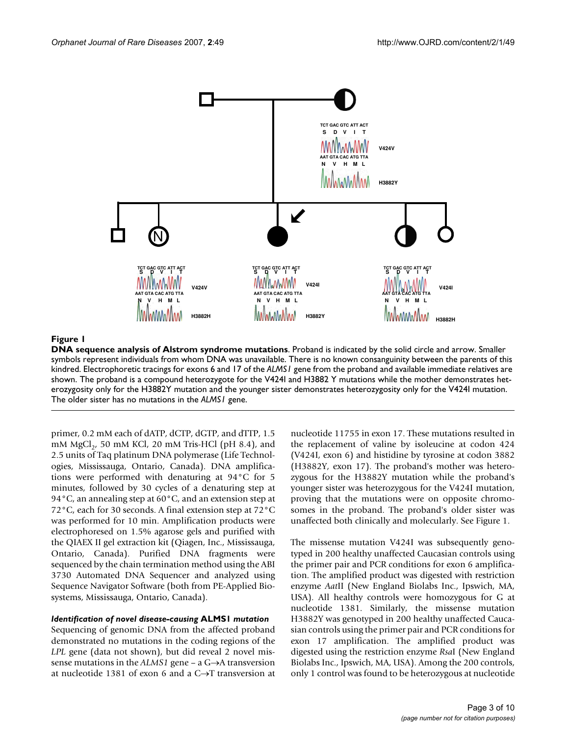**Figure 1**

**DNA sequence analysis of Alstrom syndrome mutations**. Proband is indicated by the solid circle and arrow. Smaller symbols represent individuals from whom DNA was unavailable. There is no known consanguinity between the parents of this kindred. Electrophoretic tracings for exons 6 and 17 of the *ALMS1* gene from the proband and available immediate relatives are shown. The proband is a compound heterozygote for the V424I and H3882 Y mutations while the mother demonstrates heterozygosity only for the H3882Y mutation and the younger sister demonstrates heterozygosity only for the V424I mutation. The older sister has no mutations in the *ALMS1* gene.

primer, 0.2 mM each of dATP, dCTP, dGTP, and dTTP, 1.5 mM $MgCl_2$, 50 mM KCl, 20 mM Tris-HCl (pH 8.4), and 2.5 units of Taq platinum DNA polymerase (Life Technologies, Mississauga, Ontario, Canada). DNA amplifications were performed with denaturing at 94°C for 5 minutes, followed by 30 cycles of a denaturing step at 94°C, an annealing step at 60°C, and an extension step at 72°C, each for 30 seconds. A final extension step at 72°C was performed for 10 min. Amplification products were electrophoresed on 1.5% agarose gels and purified with the QIAEX II gel extraction kit (Qiagen, Inc., Mississauga, Ontario, Canada). Purified DNA fragments were sequenced by the chain termination method using the ABI 3730 Automated DNA Sequencer and analyzed using Sequence Navigator Software (both from PE-Applied Biosystems, Mississauga, Ontario, Canada).

### *Identification of novel disease-causing* ALMS1 *mutation*

Sequencing of genomic DNA from the affected proband demonstrated no mutations in the coding regions of the *LPL* gene (data not shown), but did reveal 2 novel missense mutations in the *ALMS1* gene – a G→A transversion at nucleotide 1381 of exon 6 and a C→T transversion at nucleotide 11755 in exon 17. These mutations resulted in the replacement of valine by isoleucine at codon 424 (V424I, exon 6) and histidine by tyrosine at codon 3882 (H3882Y, exon 17). The proband's mother was heterozygous for the H3882Y mutation while the proband's younger sister was heterozygous for the V424I mutation, proving that the mutations were on opposite chromosomes in the proband. The proband's older sister was unaffected both clinically and molecularly. See Figure 1.

The missense mutation V424I was subsequently genotyped in 200 healthy unaffected Caucasian controls using the primer pair and PCR conditions for exon 6 amplification. The amplified product was digested with restriction enzyme *Aat*II (New England Biolabs Inc., Ipswich, MA, USA). All healthy controls were homozygous for G at nucleotide 1381. Similarly, the missense mutation H3882Y was genotyped in 200 healthy unaffected Caucasian controls using the primer pair and PCR conditions for exon 17 amplification. The amplified product was digested using the restriction enzyme *Rsa*I (New England Biolabs Inc., Ipswich, MA, USA). Among the 200 controls, only 1 control was found to be heterozygous at nucleotide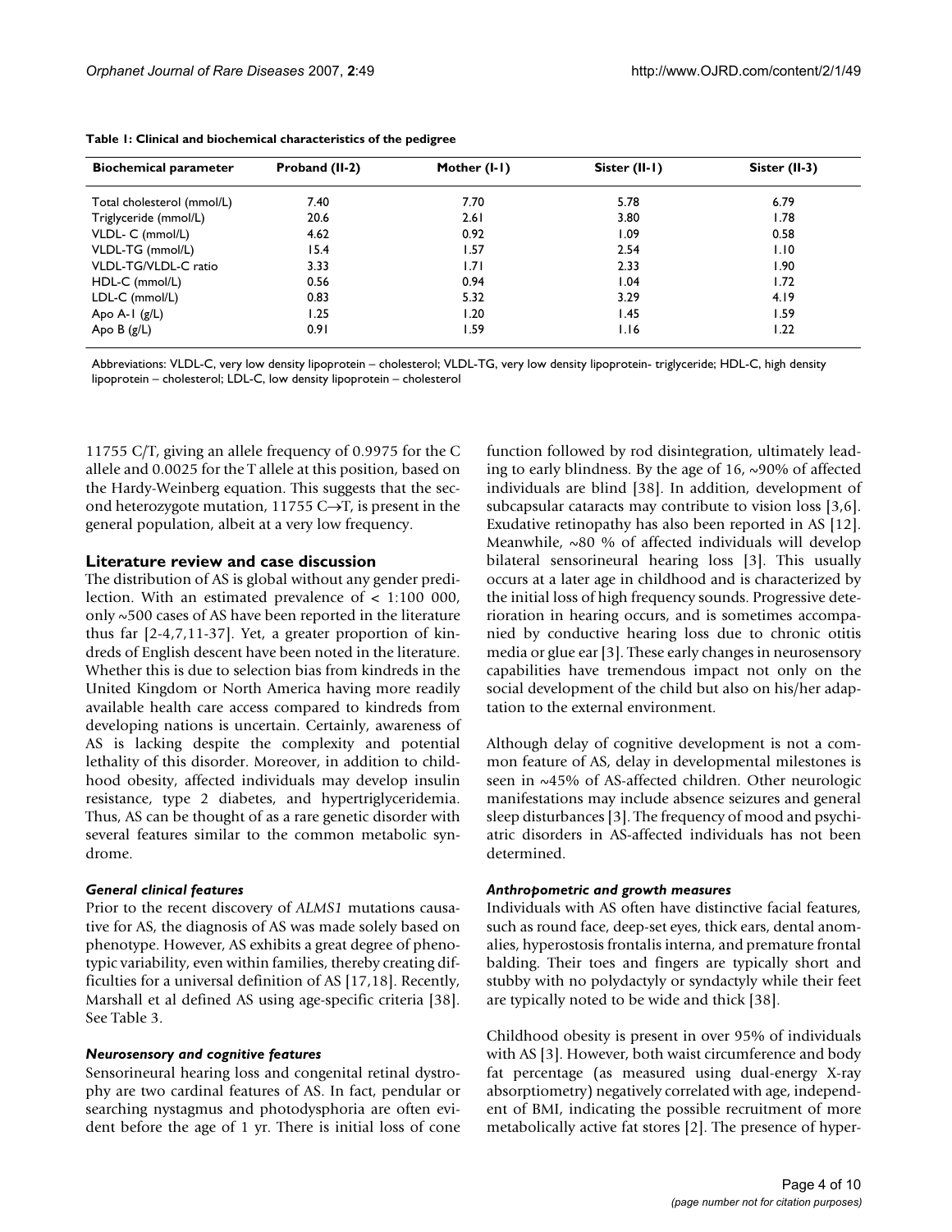**Table 1: Clinical and biochemical characteristics of the pedigree**

| Biochemical parameter | Proband (II-2) | Mother (I-1) | Sister (II-1) | Sister (II-3) |
|---|---|---|---|---|
| Total cholesterol (mmol/L) | 7.40 | 7.70 | 5.78 | 6.79 |
| Triglyceride (mmol/L) | 20.6 | 2.61 | 3.80 | 1.78 |
| VLDL- C (mmol/L) | 4.62 | 0.92 | 1.09 | 0.58 |
| VLDL-TG (mmol/L) | 15.4 | 1.57 | 2.54 | 1.10 |
| VLDL-TG/VLDL-C ratio | 3.33 | 1.71 | 2.33 | 1.90 |
| HDL-C (mmol/L) | 0.56 | 0.94 | 1.04 | 1.72 |
| LDL-C (mmol/L) | 0.83 | 5.32 | 3.29 | 4.19 |
| Apo A-I (g/L) | 1.25 | 1.20 | 1.45 | 1.59 |
| Apo B (g/L) | 0.91 | 1.59 | 1.16 | 1.22 |

Abbreviations: VLDL-C, very low density lipoprotein – cholesterol; VLDL-TG, very low density lipoprotein- triglyceride; HDL-C, high density lipoprotein – cholesterol; LDL-C, low density lipoprotein – cholesterol

11755 C/T, giving an allele frequency of 0.9975 for the C allele and 0.0025 for the T allele at this position, based on the Hardy-Weinberg equation. This suggests that the second heterozygote mutation, 11755 C→T, is present in the general population, albeit at a very low frequency.

## Literature review and case discussion

The distribution of AS is global without any gender predilection. With an estimated prevalence of < 1:100 000, only ~500 cases of AS have been reported in the literature thus far [2-4,7,11-37]. Yet, a greater proportion of kindreds of English descent have been noted in the literature. Whether this is due to selection bias from kindreds in the United Kingdom or North America having more readily available health care access compared to kindreds from developing nations is uncertain. Certainly, awareness of AS is lacking despite the complexity and potential lethality of this disorder. Moreover, in addition to childhood obesity, affected individuals may develop insulin resistance, type 2 diabetes, and hypertriglyceridemia. Thus, AS can be thought of as a rare genetic disorder with several features similar to the common metabolic syndrome.

### *General clinical features*

Prior to the recent discovery of *ALMS1* mutations causative for AS, the diagnosis of AS was made solely based on phenotype. However, AS exhibits a great degree of phenotypic variability, even within families, thereby creating difficulties for a universal definition of AS [17,18]. Recently, Marshall et al defined AS using age-specific criteria [38]. See Table 3.

### *Neurosensory and cognitive features*

Sensorineural hearing loss and congenital retinal dystrophy are two cardinal features of AS. In fact, pendular or searching nystagmus and photodysphoria are often evident before the age of 1 yr. There is initial loss of cone function followed by rod disintegration, ultimately leading to early blindness. By the age of 16, ~90% of affected individuals are blind [38]. In addition, development of subcapsular cataracts may contribute to vision loss [3,6]. Exudative retinopathy has also been reported in AS [12]. Meanwhile, ~80 % of affected individuals will develop bilateral sensorineural hearing loss [3]. This usually occurs at a later age in childhood and is characterized by the initial loss of high frequency sounds. Progressive deterioration in hearing occurs, and is sometimes accompanied by conductive hearing loss due to chronic otitis media or glue ear [3]. These early changes in neurosensory capabilities have tremendous impact not only on the social development of the child but also on his/her adaptation to the external environment.

Although delay of cognitive development is not a common feature of AS, delay in developmental milestones is seen in ~45% of AS-affected children. Other neurologic manifestations may include absence seizures and general sleep disturbances [3]. The frequency of mood and psychiatric disorders in AS-affected individuals has not been determined.

### *Anthropometric and growth measures*

Individuals with AS often have distinctive facial features, such as round face, deep-set eyes, thick ears, dental anomalies, hyperostosis frontalis interna, and premature frontal balding. Their toes and fingers are typically short and stubby with no polydactyly or syndactyly while their feet are typically noted to be wide and thick [38].

Childhood obesity is present in over 95% of individuals with AS [3]. However, both waist circumference and body fat percentage (as measured using dual-energy X-ray absorptiometry) negatively correlated with age, independent of BMI, indicating the possible recruitment of more metabolically active fat stores [2]. The presence of hyper-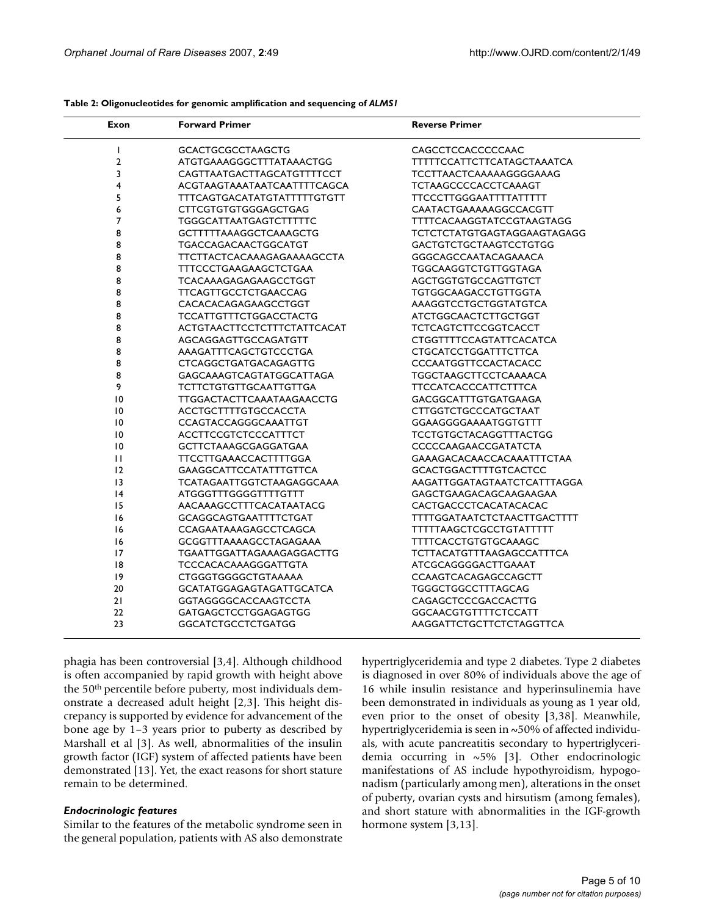**Table 2: Oligonucleotides for genomic amplification and sequencing of *ALMS1***

| Exon | Forward Primer | Reverse Primer |
|---|---|---|
| 1 | GCACTGCGCCTAAGCTG | CAGCCTCCACCCCCAAC |
| 2 | ATGTGAAAGGGCTTTATAAACTGG | TTTTTCCATTCTTCATAGCTAAATCA |
| 3 | CAGTTAATGACTTAGCATGTTTTCCT | TCCTTAACTCAAAAAGGGGAAAG |
| 4 | ACGTAAGTAAATAATCAATTTTCAGCA | TCTAAGCCCCACCTCAAAGT |
| 5 | TTTCAGTGACATATGTATTTTTGTGTT | TTCCCTTGGGAATTTTATTTTT |
| 6 | CTTCGTGTGTGGGAGCTGAG | CAATACTGAAAAAGGCCACGTT |
| 7 | TGGGCATTAATGAGTCTTTTTC | TTTTCACAAGGTATCCGTAAGTAGG |
| 8 | GCTTTTTAAAGGCTCAAAGCTG | TCTCTCTATGTGAGTAGGAAGTAGAGG |
| 8 | TGACCAGACAACTGGCATGT | GACTGTCTGCTAAGTCCTGTGG |
| 8 | TTCTTACTCACAAAGAGAAAAGCCTA | GGGCAGCCAATACAGAAACA |
| 8 | TTTCCCTGAAGAAGCTCTGAA | TGGCAAGGTCTGTTGGTAGA |
| 8 | TCACAAAGAGAGAAGCCTGGT | AGCTGGTGTGCCAGTTGTCT |
| 8 | TTCAGTTGCCTCTGAACCAG | TGTGGCAAGACCTGTTGGTA |
| 8 | CACACACAGAGAAGCCTGGT | AAAGGTCCTGCTGGTATGTCA |
| 8 | TCCATTGTTTCTGGACCTACTG | ATCTGGCAACTCTTGCTGGT |
| 8 | ACTGTAACTTCCTCTTTCTATTCACAT | TCTCAGTCTTCCGGTCACCT |
| 8 | AGCAGGAGTTGCCAGATGTT | CTGGTTTTCCAGTATTCACATCA |
| 8 | AAAGATTTCAGCTGTCCCTGA | CTGCATCCTGGATTTCTTCA |
| 8 | CTCAGGCTGATGACAGAGTTG | CCCAATGGTTCCACTACACC |
| 8 | GAGCAAAGTCAGTATGGCATTAGA | TGGCTAAGCTTCCTCAAAACA |
| 9 | TCTTCTGTGTTGCAATTGTTGA | TTCCATCACCCATTCTTTCA |
| 10 | TTGGACTACTTCAAATAAGAACCTG | GACGGCATTTGTGATGAAGA |
| 10 | ACCTGCTTTTGTGCCACCTA | CTTGGTCTGCCCATGCTAAT |
| 10 | CCAGTACCAGGGCAAATTGT | GGAAGGGGAAAATGGTGTTT |
| 10 | ACCTTCCGTCTCCCATTTCT | TCCTGTGCTACAGGTTTACTGG |
| 10 | GCTTCTAAAGCGAGGATGAA | CCCCCAAGAACCGATATCTA |
| 11 | TTCCTTGAAACCACTTTTGGA | GAAAGACACAACCACAAATTTCTAA |
| 12 | GAAGGCATTCCATATTTGTTCA | GCACTGGACTTTTGTCACTCC |
| 13 | TCATAGAATTGGTCTAAGAGGCAAA | AAGATTGGATAGTAATCTCATTTAGGA |
| 14 | ATGGGTTTGGGGTTTTGTTT | GAGCTGAAGACAGCAAGAAGAA |
| 15 | AACAAAGCCTTTCACATAATACG | CACTGACCCTCACATACACAC |
| 16 | GCAGGCAGTGAATTTTCTGAT | TTTTGGATAATCTCTAACTTGACTTTT |
| 16 | CCAGAATAAAGAGCCTCAGCA | TTTTTAAGCTCGCCTGTATTTTT |
| 16 | GCGGTTTAAAAGCCTAGAGAAA | TTTTCACCTGTGTGCAAAGC |
| 17 | TGAATTGGATTAGAAAGAGGACTTG | TCTTACATGTTTAAGAGCCATTTCA |
| 18 | TCCCACACAAAGGGATTGTA | ATCGCAGGGGACTTGAAAT |
| 19 | CTGGGTGGGGCTGTAAAAA | CCAAGTCACAGAGCCAGCTT |
| 20 | GCATATGGAGAGTAGATTGCATCA | TGGGCTGGCCTTTAGCAG |
| 21 | GGTAGGGGCACCAAGTCCTA | CAGAGCTCCCGACCACTTG |
| 22 | GATGAGCTCCTGGAGAGTGG | GGCAACGTGTTTTCTCCATT |
| 23 | GGCATCTGCCTCTGATGG | AAGGATTCTGCTTCTCTAGGTTCA |

phagia has been controversial [3,4]. Although childhood is often accompanied by rapid growth with height above the 50th percentile before puberty, most individuals demonstrate a decreased adult height [2,3]. This height discrepancy is supported by evidence for advancement of the bone age by 1–3 years prior to puberty as described by Marshall et al [3]. As well, abnormalities of the insulin growth factor (IGF) system of affected patients have been demonstrated [13]. Yet, the exact reasons for short stature remain to be determined.

### *Endocrinologic features*

Similar to the features of the metabolic syndrome seen in the general population, patients with AS also demonstrate hypertriglyceridemia and type 2 diabetes. Type 2 diabetes is diagnosed in over 80% of individuals above the age of 16 while insulin resistance and hyperinsulinemia have been demonstrated in individuals as young as 1 year old, even prior to the onset of obesity [3,38]. Meanwhile, hypertriglyceridemia is seen in ~50% of affected individuals, with acute pancreatitis secondary to hypertriglyceridemia occurring in ~5% [3]. Other endocrinologic manifestations of AS include hypothyroidism, hypogonadism (particularly among men), alterations in the onset of puberty, ovarian cysts and hirsutism (among females), and short stature with abnormalities in the IGF-growth hormone system [3,13].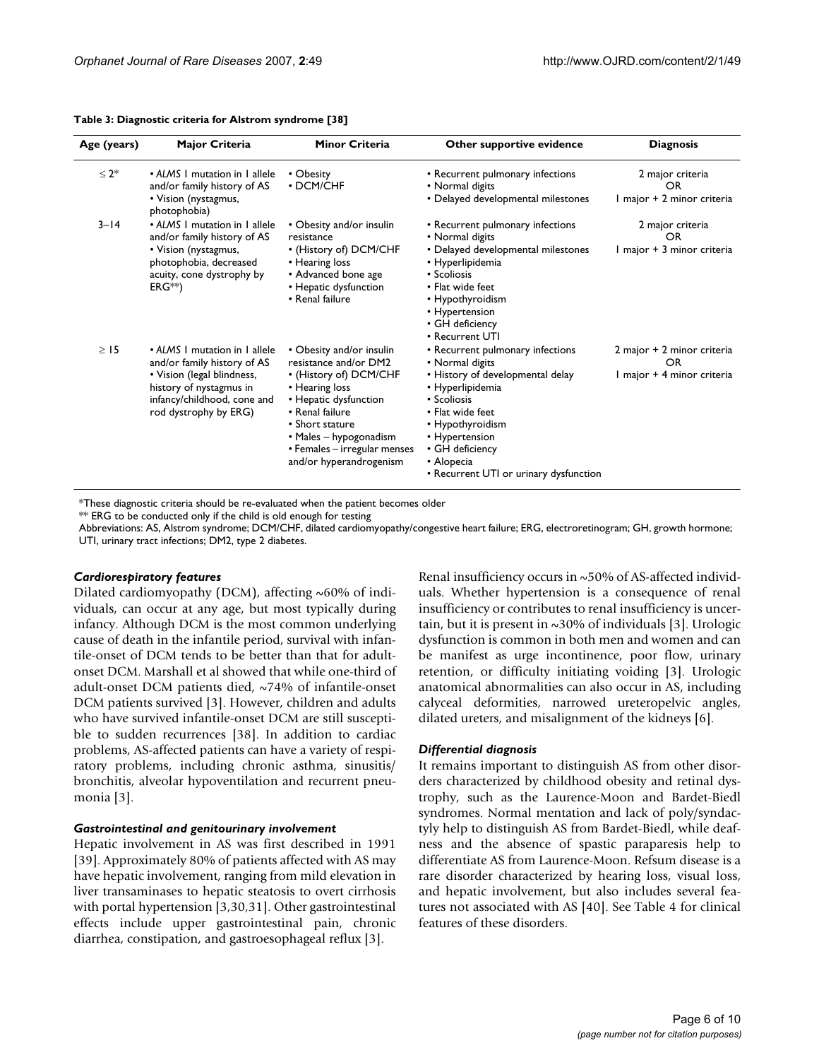**Table 3: Diagnostic criteria for Alstrom syndrome [38]**

| Age (years) | Major Criteria | Minor Criteria | Other supportive evidence | Diagnosis |
|---|---|---|---|---|
| ≤ 2* | • *ALMS* 1 mutation in 1 allele and/or family history of AS<br>• Vision (nystagmus, photophobia) | • Obesity<br>• DCM/CHF | • Recurrent pulmonary infections<br>• Normal digits<br>• Delayed developmental milestones | 2 major criteria<br>OR<br>1 major + 2 minor criteria |
| 3–14 | • *ALMS* 1 mutation in 1 allele and/or family history of AS<br>• Vision (nystagmus, photophobia, decreased acuity, cone dystrophy by ERG**) | • Obesity and/or insulin resistance<br>• (History of) DCM/CHF<br>• Hearing loss<br>• Advanced bone age<br>• Hepatic dysfunction<br>• Renal failure | • Recurrent pulmonary infections<br>• Normal digits<br>• Delayed developmental milestones<br>• Hyperlipidemia<br>• Scoliosis<br>• Flat wide feet<br>• Hypothyroidism<br>• Hypertension<br>• GH deficiency<br>• Recurrent UTI | 2 major criteria<br>OR<br>1 major + 3 minor criteria |
| ≥ 15 | • *ALMS* 1 mutation in 1 allele and/or family history of AS<br>• Vision (legal blindness, history of nystagmus in infancy/childhood, cone and rod dystrophy by ERG) | • Obesity and/or insulin resistance and/or DM2<br>• (History of) DCM/CHF<br>• Hearing loss<br>• Hepatic dysfunction<br>• Renal failure<br>• Short stature<br>• Males – hypogonadism<br>• Females – irregular menses and/or hyperandrogenism | • Recurrent pulmonary infections<br>• Normal digits<br>• History of developmental delay<br>• Hyperlipidemia<br>• Scoliosis<br>• Flat wide feet<br>• Hypothyroidism<br>• Hypertension<br>• GH deficiency<br>• Alopecia<br>• Recurrent UTI or urinary dysfunction | 2 major + 2 minor criteria<br>OR<br>1 major + 4 minor criteria |

*These diagnostic criteria should be re-evaluated when the patient becomes older

** ERG to be conducted only if the child is old enough for testing

Abbreviations: AS, Alstrom syndrome; DCM/CHF, dilated cardiomyopathy/congestive heart failure; ERG, electroretinogram; GH, growth hormone; UTI, urinary tract infections; DM2, type 2 diabetes.

### *Cardiorespiratory features*

Dilated cardiomyopathy (DCM), affecting ~60% of individuals, can occur at any age, but most typically during infancy. Although DCM is the most common underlying cause of death in the infantile period, survival with infantile-onset of DCM tends to be better than that for adult-onset DCM. Marshall et al showed that while one-third of adult-onset DCM patients died, ~74% of infantile-onset DCM patients survived [3]. However, children and adults who have survived infantile-onset DCM are still susceptible to sudden recurrences [38]. In addition to cardiac problems, AS-affected patients can have a variety of respiratory problems, including chronic asthma, sinusitis/bronchitis, alveolar hypoventilation and recurrent pneumonia [3].

### *Gastrointestinal and genitourinary involvement*

Hepatic involvement in AS was first described in 1991 [39]. Approximately 80% of patients affected with AS may have hepatic involvement, ranging from mild elevation in liver transaminases to hepatic steatosis to overt cirrhosis with portal hypertension [3,30,31]. Other gastrointestinal effects include upper gastrointestinal pain, chronic diarrhea, constipation, and gastroesophageal reflux [3].

Renal insufficiency occurs in ~50% of AS-affected individuals. Whether hypertension is a consequence of renal insufficiency or contributes to renal insufficiency is uncertain, but it is present in ~30% of individuals [3]. Urologic dysfunction is common in both men and women and can be manifest as urge incontinence, poor flow, urinary retention, or difficulty initiating voiding [3]. Urologic anatomical abnormalities can also occur in AS, including calyceal deformities, narrowed ureteropelvic angles, dilated ureters, and misalignment of the kidneys [6].

### *Differential diagnosis*

It remains important to distinguish AS from other disorders characterized by childhood obesity and retinal dystrophy, such as the Laurence-Moon and Bardet-Biedl syndromes. Normal mentation and lack of poly/syndactyly help to distinguish AS from Bardet-Biedl, while deafness and the absence of spastic paraparesis help to differentiate AS from Laurence-Moon. Refsum disease is a rare disorder characterized by hearing loss, visual loss, and hepatic involvement, but also includes several features not associated with AS [40]. See Table 4 for clinical features of these disorders.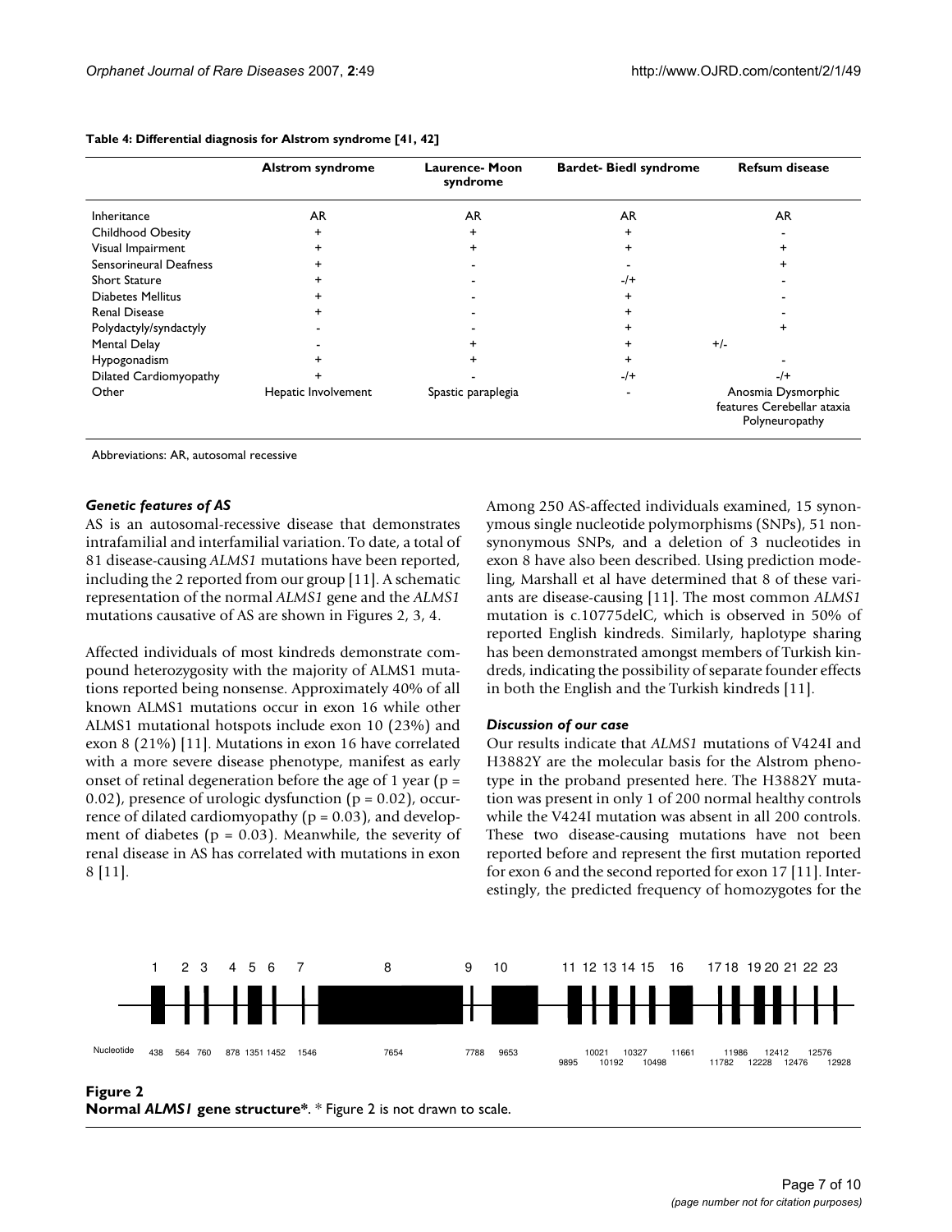**Table 4: Differential diagnosis for Alstrom syndrome [41, 42]**

| | Alstrom syndrome | Laurence- Moon syndrome | Bardet- Biedl syndrome | Refsum disease |
|---|---|---|---|---|
| Inheritance | AR | AR | AR | AR |
| Childhood Obesity | + | + | + | - |
| Visual Impairment | + | + | + | + |
| Sensorineural Deafness | + | - | - | + |
| Short Stature | + | - | -/+ | - |
| Diabetes Mellitus | + | - | + | - |
| Renal Disease | + | - | + | - |
| Polydactyly/syndactyly | - | - | + | + |
| Mental Delay | - | + | + | +/- |
| Hypogonadism | + | + | + | - |
| Dilated Cardiomyopathy | + | - | -/+ | -/+ |
| Other | Hepatic Involvement | Spastic paraplegia | - | Anosmia Dysmorphic features Cerebellar ataxia Polyneuropathy |

Abbreviations: AR, autosomal recessive

### *Genetic features of AS*

AS is an autosomal-recessive disease that demonstrates intrafamilial and interfamilial variation. To date, a total of 81 disease-causing *ALMS1* mutations have been reported, including the 2 reported from our group [11]. A schematic representation of the normal *ALMS1* gene and the *ALMS1* mutations causative of AS are shown in Figures 2, 3, 4.

Affected individuals of most kindreds demonstrate compound heterozygosity with the majority of ALMS1 mutations reported being nonsense. Approximately 40% of all known ALMS1 mutations occur in exon 16 while other ALMS1 mutational hotspots include exon 10 (23%) and exon 8 (21%) [11]. Mutations in exon 16 have correlated with a more severe disease phenotype, manifest as early onset of retinal degeneration before the age of 1 year ($p = 0.02$), presence of urologic dysfunction ($p = 0.02$), occurrence of dilated cardiomyopathy ($p = 0.03$), and development of diabetes ($p = 0.03$). Meanwhile, the severity of renal disease in AS has correlated with mutations in exon 8 [11].

Among 250 AS-affected individuals examined, 15 synonymous single nucleotide polymorphisms (SNPs), 51 nonsynonymous SNPs, and a deletion of 3 nucleotides in exon 8 have also been described. Using prediction modeling, Marshall et al have determined that 8 of these variants are disease-causing [11]. The most common *ALMS1* mutation is c.10775delC, which is observed in 50% of reported English kindreds. Similarly, haplotype sharing has been demonstrated amongst members of Turkish kindreds, indicating the possibility of separate founder effects in both the English and the Turkish kindreds [11].

### *Discussion of our case*

Our results indicate that *ALMS1* mutations of V424I and H3882Y are the molecular basis for the Alstrom phenotype in the proband presented here. The H3882Y mutation was present in only 1 of 200 normal healthy controls while the V424I mutation was absent in all 200 controls. These two disease-causing mutations have not been reported before and represent the first mutation reported for exon 6 and the second reported for exon 17 [11]. Interestingly, the predicted frequency of homozygotes for the

**Figure 2**
**Normal *ALMS1* gene structure***. * Figure 2 is not drawn to scale.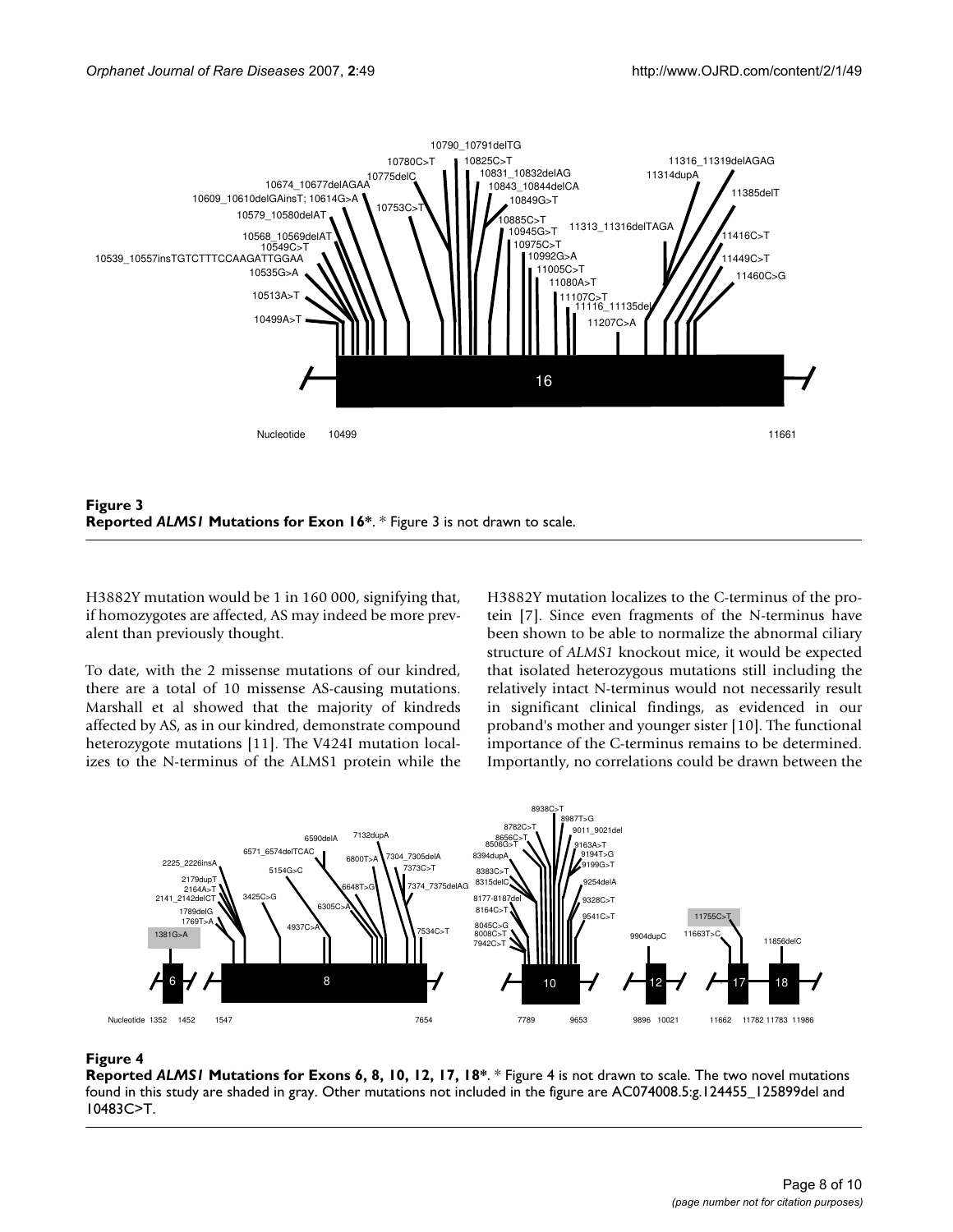**Figure 3**
**Reported *ALMS1* Mutations for Exon 16***. * Figure 3 is not drawn to scale.

H3882Y mutation would be 1 in 160 000, signifying that, if homozygotes are affected, AS may indeed be more prevalent than previously thought.

To date, with the 2 missense mutations of our kindred, there are a total of 10 missense AS-causing mutations. Marshall et al showed that the majority of kindreds affected by AS, as in our kindred, demonstrate compound heterozygote mutations [11]. The V424I mutation localizes to the N-terminus of the ALMS1 protein while the H3882Y mutation localizes to the C-terminus of the protein [7]. Since even fragments of the N-terminus have been shown to be able to normalize the abnormal ciliary structure of *ALMS1* knockout mice, it would be expected that isolated heterozygous mutations still including the relatively intact N-terminus would not necessarily result in significant clinical findings, as evidenced in our proband's mother and younger sister [10]. The functional importance of the C-terminus remains to be determined. Importantly, no correlations could be drawn between the

**Figure 4**
**Reported *ALMS1* Mutations for Exons 6, 8, 10, 12, 17, 18***. * Figure 4 is not drawn to scale. The two novel mutations found in this study are shaded in gray. Other mutations not included in the figure are AC074008.5:g.124455_125899del and 10483C>T.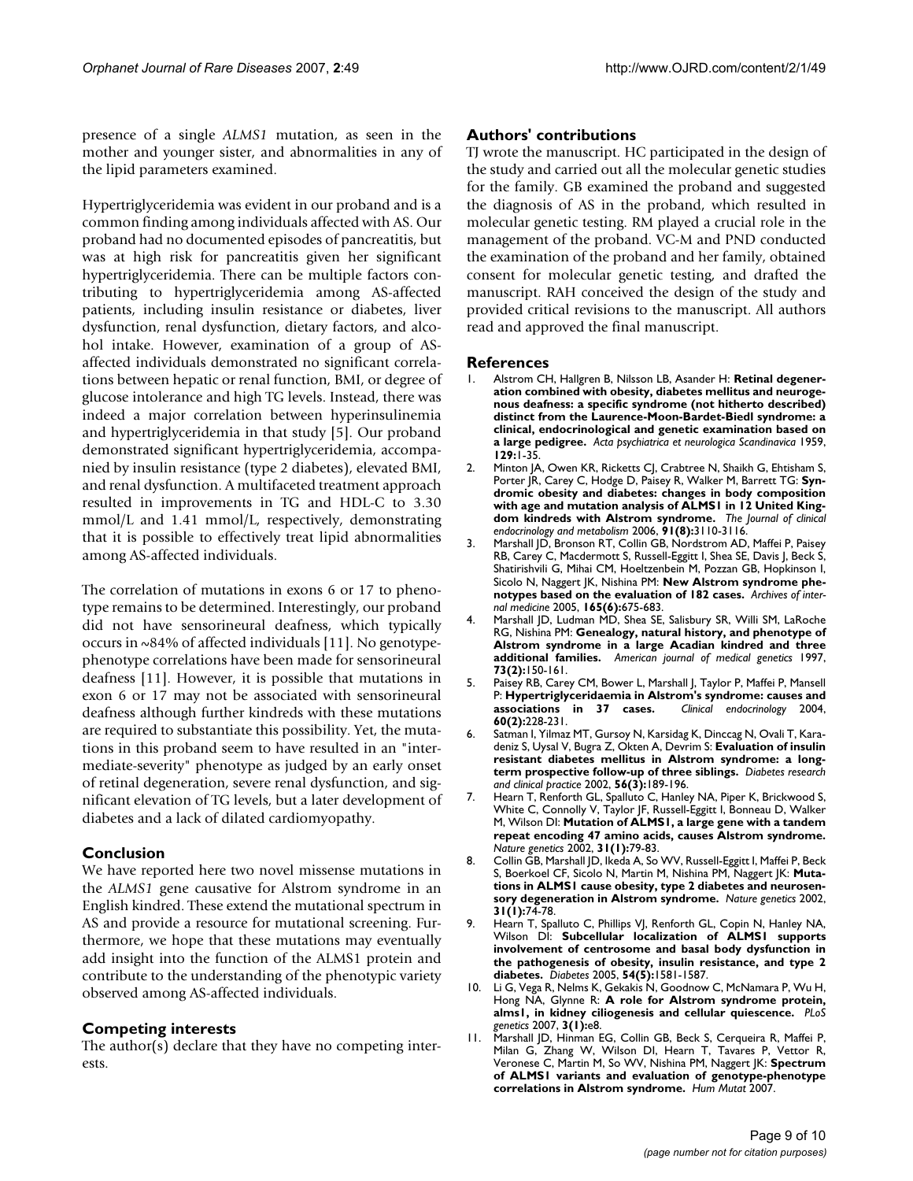presence of a single *ALMS1* mutation, as seen in the mother and younger sister, and abnormalities in any of the lipid parameters examined.

Hypertriglyceridemia was evident in our proband and is a common finding among individuals affected with AS. Our proband had no documented episodes of pancreatitis, but was at high risk for pancreatitis given her significant hypertriglyceridemia. There can be multiple factors contributing to hypertriglyceridemia among AS-affected patients, including insulin resistance or diabetes, liver dysfunction, renal dysfunction, dietary factors, and alcohol intake. However, examination of a group of AS-affected individuals demonstrated no significant correlations between hepatic or renal function, BMI, or degree of glucose intolerance and high TG levels. Instead, there was indeed a major correlation between hyperinsulinemia and hypertriglyceridemia in that study [5]. Our proband demonstrated significant hypertriglyceridemia, accompanied by insulin resistance (type 2 diabetes), elevated BMI, and renal dysfunction. A multifaceted treatment approach resulted in improvements in TG and HDL-C to 3.30 mmol/L and 1.41 mmol/L, respectively, demonstrating that it is possible to effectively treat lipid abnormalities among AS-affected individuals.

The correlation of mutations in exons 6 or 17 to phenotype remains to be determined. Interestingly, our proband did not have sensorineural deafness, which typically occurs in ~84% of affected individuals [11]. No genotype-phenotype correlations have been made for sensorineural deafness [11]. However, it is possible that mutations in exon 6 or 17 may not be associated with sensorineural deafness although further kindreds with these mutations are required to substantiate this possibility. Yet, the mutations in this proband seem to have resulted in an "intermediate-severity" phenotype as judged by an early onset of retinal degeneration, severe renal dysfunction, and significant elevation of TG levels, but a later development of diabetes and a lack of dilated cardiomyopathy.

## Conclusion

We have reported here two novel missense mutations in the *ALMS1* gene causative for Alstrom syndrome in an English kindred. These extend the mutational spectrum in AS and provide a resource for mutational screening. Furthermore, we hope that these mutations may eventually add insight into the function of the ALMS1 protein and contribute to the understanding of the phenotypic variety observed among AS-affected individuals.

## Competing interests

The author(s) declare that they have no competing interests.

## Authors' contributions

TJ wrote the manuscript. HC participated in the design of the study and carried out all the molecular genetic studies for the family. GB examined the proband and suggested the diagnosis of AS in the proband, which resulted in molecular genetic testing. RM played a crucial role in the management of the proband. VC-M and PND conducted the examination of the proband and her family, obtained consent for molecular genetic testing, and drafted the manuscript. RAH conceived the design of the study and provided critical revisions to the manuscript. All authors read and approved the final manuscript.

## References

1. Alstrom CH, Hallgren B, Nilsson LB, Asander H: **Retinal degeneration combined with obesity, diabetes mellitus and neurogenous deafness: a specific syndrome (not hitherto described) distinct from the Laurence-Moon-Bardet-Biedl syndrome: a clinical, endocrinological and genetic examination based on a large pedigree.** *Acta psychiatrica et neurologica Scandinavica* 1959, **129:**1-35.
2. Minton JA, Owen KR, Ricketts CJ, Crabtree N, Shaikh G, Ehtisham S, Porter JR, Carey C, Hodge D, Paisey R, Walker M, Barrett TG: **Syndromic obesity and diabetes: changes in body composition with age and mutation analysis of ALMS1 in 12 United Kingdom kindreds with Alstrom syndrome.** *The Journal of clinical endocrinology and metabolism* 2006, **91(8):**3110-3116.
3. Marshall JD, Bronson RT, Collin GB, Nordstrom AD, Maffei P, Paisey RB, Carey C, Macdermott S, Russell-Eggitt I, Shea SE, Davis J, Beck S, Shatirishvili G, Mihai CM, Hoeltzenbein M, Pozzan GB, Hopkinson I, Sicolo N, Naggert JK, Nishina PM: **New Alstrom syndrome phenotypes based on the evaluation of 182 cases.** *Archives of internal medicine* 2005, **165(6):**675-683.
4. Marshall JD, Ludman MD, Shea SE, Salisbury SR, Willi SM, LaRoche RG, Nishina PM: **Genealogy, natural history, and phenotype of Alstrom syndrome in a large Acadian kindred and three additional families.** *American journal of medical genetics* 1997, **73(2):**150-161.
5. Paisey RB, Carey CM, Bower L, Marshall J, Taylor P, Maffei P, Mansell P: **Hypertriglyceridaemia in Alstrom's syndrome: causes and associations in 37 cases.** *Clinical endocrinology* 2004, **60(2):**228-231.
6. Satman I, Yilmaz MT, Gursoy N, Karsidag K, Dinccag N, Ovali T, Karadeniz S, Uysal V, Bugra Z, Okten A, Devrim S: **Evaluation of insulin resistant diabetes mellitus in Alstrom syndrome: a long-term prospective follow-up of three siblings.** *Diabetes research and clinical practice* 2002, **56(3):**189-196.
7. Hearn T, Renforth GL, Spalluto C, Hanley NA, Piper K, Brickwood S, White C, Connolly V, Taylor JF, Russell-Eggitt I, Bonneau D, Walker M, Wilson DI: **Mutation of ALMS1, a large gene with a tandem repeat encoding 47 amino acids, causes Alstrom syndrome.** *Nature genetics* 2002, **31(1):**79-83.
8. Collin GB, Marshall JD, Ikeda A, So WV, Russell-Eggitt I, Maffei P, Beck S, Boerkoel CF, Sicolo N, Martin M, Nishina PM, Naggert JK: **Mutations in ALMS1 cause obesity, type 2 diabetes and neurosensory degeneration in Alstrom syndrome.** *Nature genetics* 2002, **31(1):**74-78.
9. Hearn T, Spalluto C, Phillips VJ, Renforth GL, Copin N, Hanley NA, Wilson DI: **Subcellular localization of ALMS1 supports involvement of centrosome and basal body dysfunction in the pathogenesis of obesity, insulin resistance, and type 2 diabetes.** *Diabetes* 2005, **54(5):**1581-1587.
10. Li G, Vega R, Nelms K, Gekakis N, Goodnow C, McNamara P, Wu H, Hong NA, Glynne R: **A role for Alstrom syndrome protein, alms1, in kidney ciliogenesis and cellular quiescence.** *PLoS genetics* 2007, **3(1):**e8.
11. Marshall JD, Hinman EG, Collin GB, Beck S, Cerqueira R, Maffei P, Milan G, Zhang W, Wilson DI, Hearn T, Tavares P, Vettor R, Veronese C, Martin M, So WV, Nishina PM, Naggert JK: **Spectrum of ALMS1 variants and evaluation of genotype-phenotype correlations in Alstrom syndrome.** *Hum Mutat* 2007.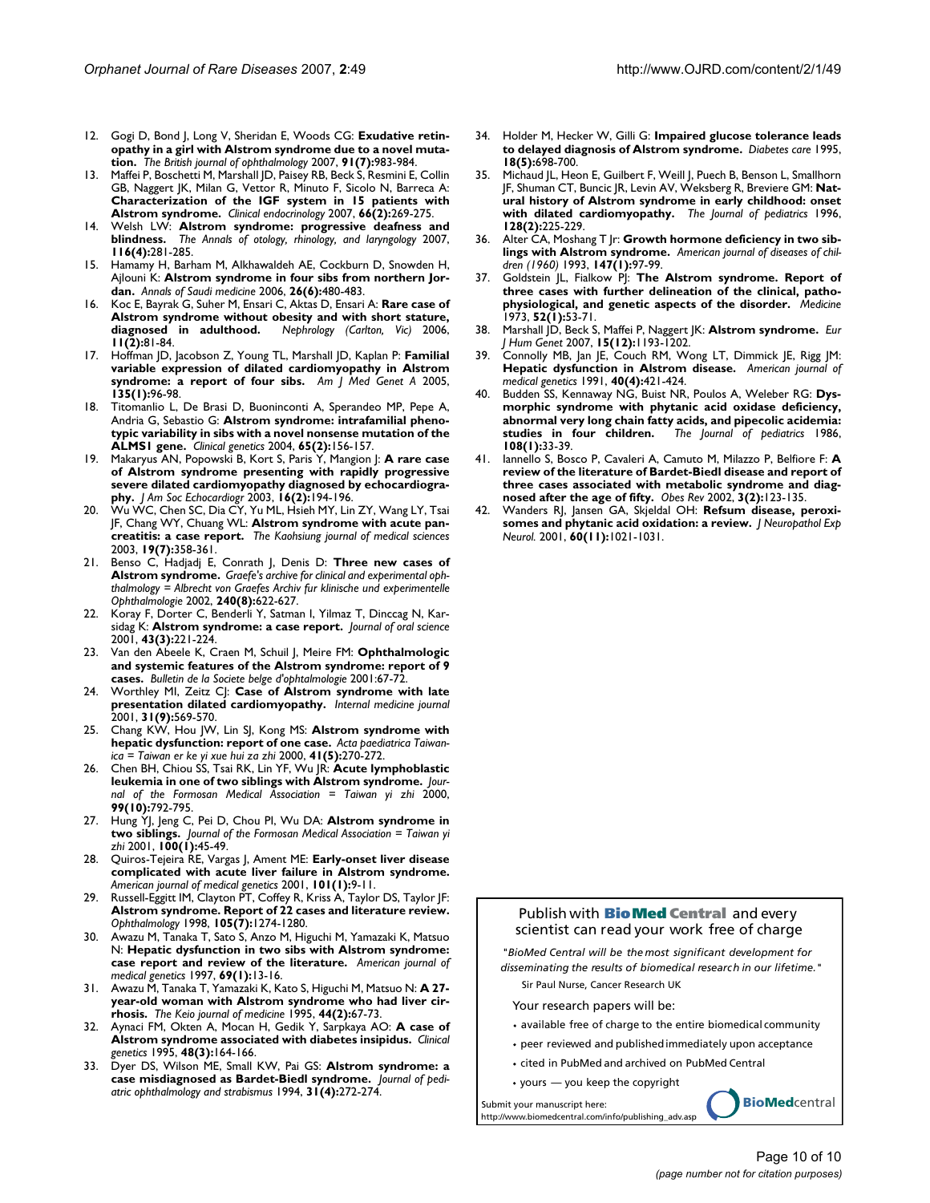12. Gogi D, Bond J, Long V, Sheridan E, Woods CG: **Exudative retinopathy in a girl with Alstrom syndrome due to a novel mutation.** *The British journal of ophthalmology* 2007, **91(7):**983-984.
13. Maffei P, Boschetti M, Marshall JD, Paisey RB, Beck S, Resmini E, Collin GB, Naggert JK, Milan G, Vettor R, Minuto F, Sicolo N, Barreca A: **Characterization of the IGF system in 15 patients with Alstrom syndrome.** *Clinical endocrinology* 2007, **66(2):**269-275.
14. Welsh LW: **Alstrom syndrome: progressive deafness and blindness.** *The Annals of otology, rhinology, and laryngology* 2007, **116(4):**281-285.
15. Hamamy H, Barham M, Alkhawaldeh AE, Cockburn D, Snowden H, Ajlouni K: **Alstrom syndrome in four sibs from northern Jordan.** *Annals of Saudi medicine* 2006, **26(6):**480-483.
16. Koc E, Bayrak G, Suher M, Ensari C, Aktas D, Ensari A: **Rare case of Alstrom syndrome without obesity and with short stature, diagnosed in adulthood.** *Nephrology (Carlton, Vic)* 2006, **11(2):**81-84.
17. Hoffman JD, Jacobson Z, Young TL, Marshall JD, Kaplan P: **Familial variable expression of dilated cardiomyopathy in Alstrom syndrome: a report of four sibs.** *Am J Med Genet A* 2005, **135(1):**96-98.
18. Titomanlio L, De Brasi D, Buoninconti A, Sperandeo MP, Pepe A, Andria G, Sebastio G: **Alstrom syndrome: intrafamilial phenotypic variability in sibs with a novel nonsense mutation of the ALMS1 gene.** *Clinical genetics* 2004, **65(2):**156-157.
19. Makaryus AN, Popowski B, Kort S, Paris Y, Mangion J: **A rare case of Alstrom syndrome presenting with rapidly progressive severe dilated cardiomyopathy diagnosed by echocardiography.** *J Am Soc Echocardiogr* 2003, **16(2):**194-196.
20. Wu WC, Chen SC, Dia CY, Yu ML, Hsieh MY, Lin ZY, Wang LY, Tsai JF, Chang WY, Chuang WL: **Alstrom syndrome with acute pancreatitis: a case report.** *The Kaohsiung journal of medical sciences* 2003, **19(7):**358-361.
21. Benso C, Hadjadj E, Conrath J, Denis D: **Three new cases of Alstrom syndrome.** *Graefe's archive for clinical and experimental ophthalmology = Albrecht von Graefes Archiv fur klinische und experimentelle Ophthalmologie* 2002, **240(8):**622-627.
22. Koray F, Dorter C, Benderli Y, Satman I, Yilmaz T, Dinccag N, Karsidag K: **Alstrom syndrome: a case report.** *Journal of oral science* 2001, **43(3):**221-224.
23. Van den Abeele K, Craen M, Schuil J, Meire FM: **Ophthalmologic and systemic features of the Alstrom syndrome: report of 9 cases.** *Bulletin de la Societe belge d'ophtalmologie* 2001:67-72.
24. Worthley MI, Zeitz CJ: **Case of Alstrom syndrome with late presentation dilated cardiomyopathy.** *Internal medicine journal* 2001, **31(9):**569-570.
25. Chang KW, Hou JW, Lin SJ, Kong MS: **Alstrom syndrome with hepatic dysfunction: report of one case.** *Acta paediatrica Taiwanica = Taiwan er ke yi xue hui za zhi* 2000, **41(5):**270-272.
26. Chen BH, Chiou SS, Tsai RK, Lin YF, Wu JR: **Acute lymphoblastic leukemia in one of two siblings with Alstrom syndrome.** *Journal of the Formosan Medical Association = Taiwan yi zhi* 2000, **99(10):**792-795.
27. Hung YJ, Jeng C, Pei D, Chou PI, Wu DA: **Alstrom syndrome in two siblings.** *Journal of the Formosan Medical Association = Taiwan yi zhi* 2001, **100(1):**45-49.
28. Quiros-Tejeira RE, Vargas J, Ament ME: **Early-onset liver disease complicated with acute liver failure in Alstrom syndrome.** *American journal of medical genetics* 2001, **101(1):**9-11.
29. Russell-Eggitt IM, Clayton PT, Coffey R, Kriss A, Taylor DS, Taylor JF: **Alstrom syndrome. Report of 22 cases and literature review.** *Ophthalmology* 1998, **105(7):**1274-1280.
30. Awazu M, Tanaka T, Sato S, Anzo M, Higuchi M, Yamazaki K, Matsuo N: **Hepatic dysfunction in two sibs with Alstrom syndrome: case report and review of the literature.** *American journal of medical genetics* 1997, **69(1):**13-16.
31. Awazu M, Tanaka T, Yamazaki K, Kato S, Higuchi M, Matsuo N: **A 27-year-old woman with Alstrom syndrome who had liver cirrhosis.** *The Keio journal of medicine* 1995, **44(2):**67-73.
32. Aynaci FM, Okten A, Mocan H, Gedik Y, Sarpkaya AO: **A case of Alstrom syndrome associated with diabetes insipidus.** *Clinical genetics* 1995, **48(3):**164-166.
33. Dyer DS, Wilson ME, Small KW, Pai GS: **Alstrom syndrome: a case misdiagnosed as Bardet-Biedl syndrome.** *Journal of pediatric ophthalmology and strabismus* 1994, **31(4):**272-274.
34. Holder M, Hecker W, Gilli G: **Impaired glucose tolerance leads to delayed diagnosis of Alstrom syndrome.** *Diabetes care* 1995, **18(5):**698-700.
35. Michaud JL, Heon E, Guilbert F, Weill J, Puech B, Benson L, Smallhorn JF, Shuman CT, Buncic JR, Levin AV, Weksberg R, Breviere GM: **Natural history of Alstrom syndrome in early childhood: onset with dilated cardiomyopathy.** *The Journal of pediatrics* 1996, **128(2):**225-229.
36. Alter CA, Moshang T Jr: **Growth hormone deficiency in two siblings with Alstrom syndrome.** *American journal of diseases of children (1960)* 1993, **147(1):**97-99.
37. Goldstein JL, Fialkow PJ: **The Alstrom syndrome. Report of three cases with further delineation of the clinical, pathophysiological, and genetic aspects of the disorder.** *Medicine* 1973, **52(1):**53-71.
38. Marshall JD, Beck S, Maffei P, Naggert JK: **Alstrom syndrome.** *Eur J Hum Genet* 2007, **15(12):**1193-1202.
39. Connolly MB, Jan JE, Couch RM, Wong LT, Dimmick JE, Rigg JM: **Hepatic dysfunction in Alstrom disease.** *American journal of medical genetics* 1991, **40(4):**421-424.
40. Budden SS, Kennaway NG, Buist NR, Poulos A, Weleber RG: **Dysmorphic syndrome with phytanic acid oxidase deficiency, abnormal very long chain fatty acids, and pipecolic acidemia: studies in four children.** *The Journal of pediatrics* 1986, **108(1):**33-39.
41. Iannello S, Bosco P, Cavaleri A, Camuto M, Milazzo P, Belfiore F: **A review of the literature of Bardet-Biedl disease and report of three cases associated with metabolic syndrome and diagnosed after the age of fifty.** *Obes Rev* 2002, **3(2):**123-135.
42. Wanders RJ, Jansen GA, Skjeldal OH: **Refsum disease, peroxisomes and phytanic acid oxidation: a review.** *J Neuropathol Exp Neurol.* 2001, **60(11):**1021-1031.

Publish with **BioMed Central** and every scientist can read your work free of charge

*"BioMed Central will be the most significant development for disseminating the results of biomedical research in our lifetime."*

Sir Paul Nurse, Cancer Research UK

Your research papers will be:

- available free of charge to the entire biomedical community
- peer reviewed and published immediately upon acceptance
- cited in PubMed and archived on PubMed Central
- yours — you keep the copyright

Submit your manuscript here:
http://www.biomedcentral.com/info/publishing_adv.asp

**BioMed**central